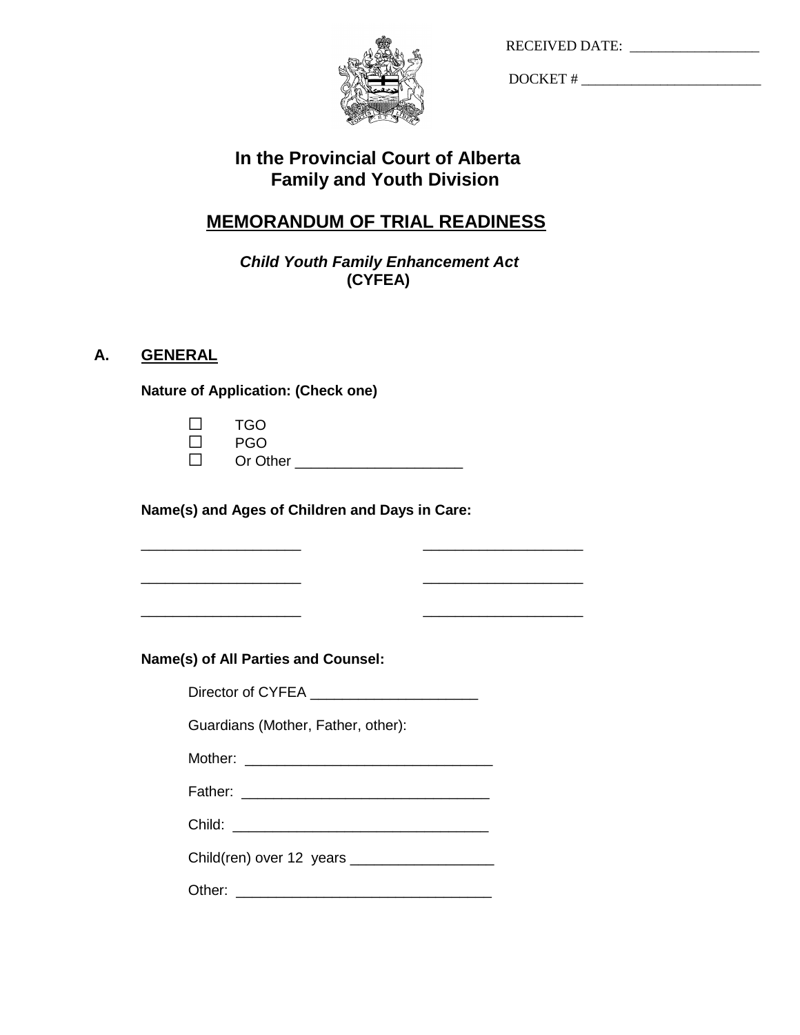RECEIVED DATE: __________________

DOCKET # _________________________

# In the Provincial Court of Alberta
# Family and Youth Division

## MEMORANDUM OF TRIAL READINESS

***Child Youth Family Enhancement Act***
**(CYFEA)**

### A. GENERAL

**Nature of Application: (Check one)**

☐ TGO
☐ PGO
☐ Or Other _____________________

**Name(s) and Ages of Children and Days in Care:**

____________________ ____________________

____________________ ____________________

____________________ ____________________

**Name(s) of All Parties and Counsel:**

Director of CYFEA _____________________

Guardians (Mother, Father, other):

Mother: _______________________________

Father: _______________________________

Child: ________________________________

Child(ren) over 12 years __________________

Other: ________________________________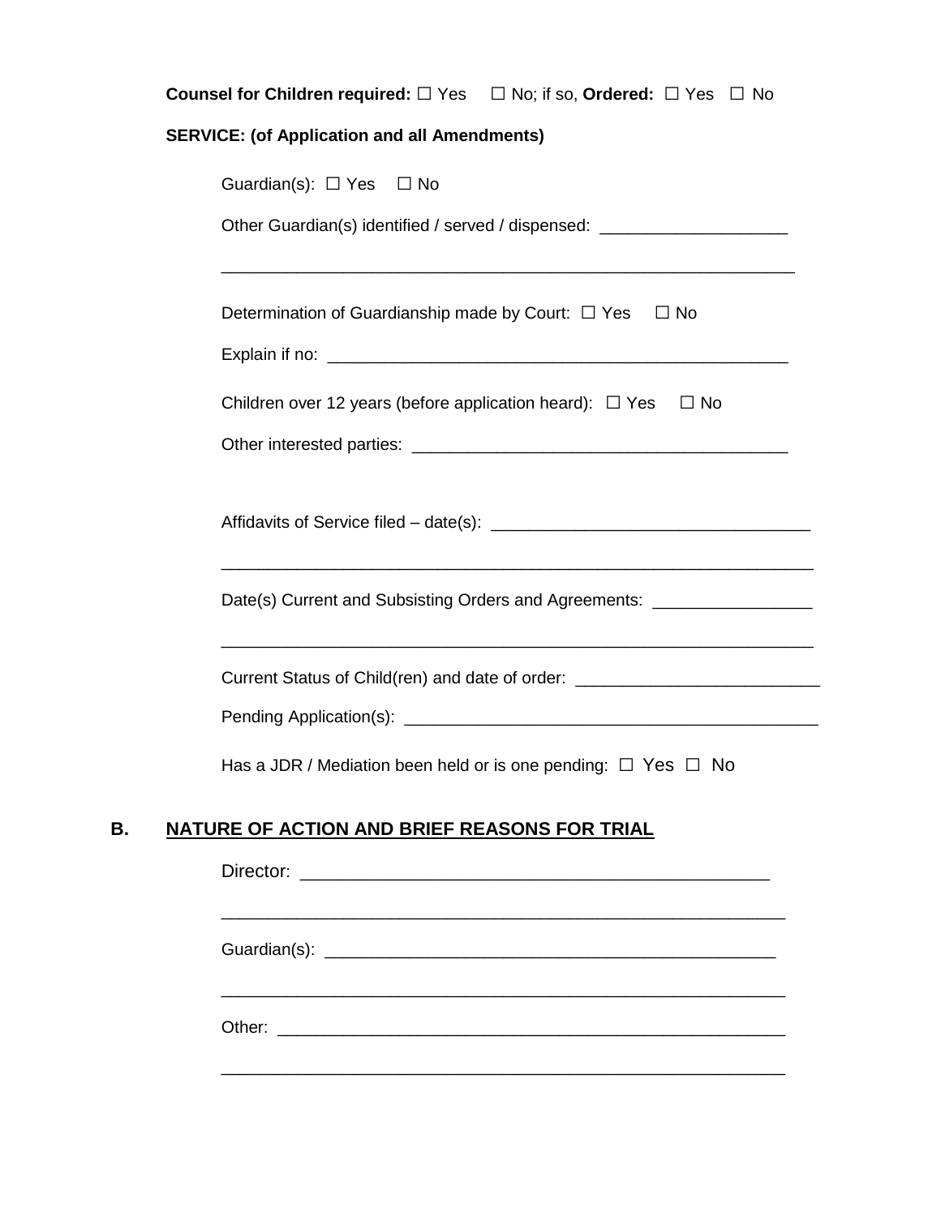**Counsel for Children required:** ☐ Yes ☐ No; if so, **Ordered:** ☐ Yes ☐ No

**SERVICE: (of Application and all Amendments)**

Guardian(s): ☐ Yes ☐ No

Other Guardian(s) identified / served / dispensed: ____________________

_______________________________________________________________

Determination of Guardianship made by Court: ☐ Yes ☐ No

Explain if no: __________________________________________________

Children over 12 years (before application heard): ☐ Yes ☐ No

Other interested parties: ________________________________________

Affidavits of Service filed – date(s): ___________________________________

_______________________________________________________________

Date(s) Current and Subsisting Orders and Agreements: _________________

_______________________________________________________________

Current Status of Child(ren) and date of order: __________________________

Pending Application(s): _____________________________________________

Has a JDR / Mediation been held or is one pending: ☐ Yes ☐ No

## B. NATURE OF ACTION AND BRIEF REASONS FOR TRIAL

Director: ___________________________________________________

_______________________________________________________________

Guardian(s): _________________________________________________

_______________________________________________________________

Other: ______________________________________________________

_______________________________________________________________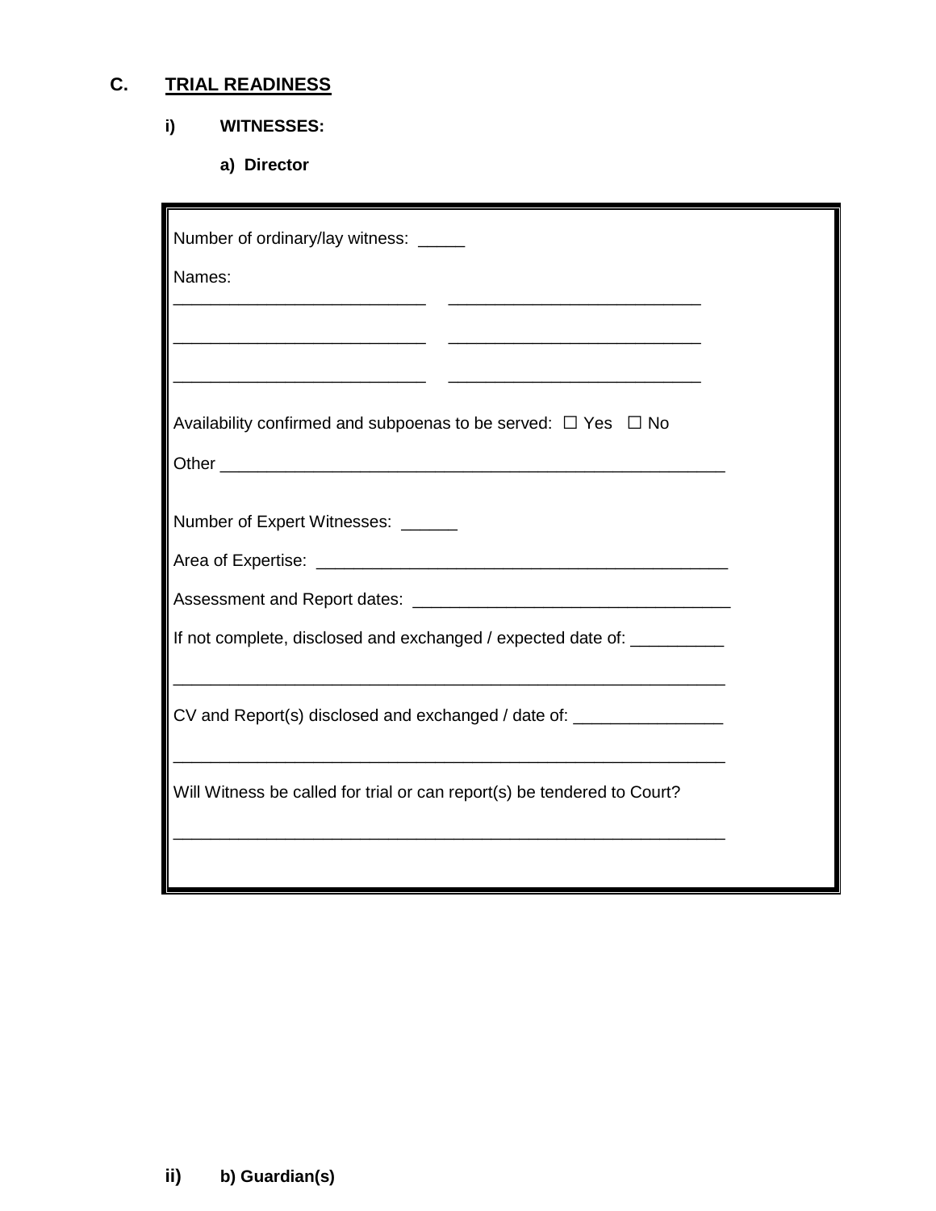## C. TRIAL READINESS

### i) WITNESSES:

**a) Director**

Number of ordinary/lay witness: _____

Names:

___________________________ ___________________________

___________________________ ___________________________

___________________________ ___________________________

Availability confirmed and subpoenas to be served: ☐ Yes ☐ No

Other _______________________________________________________

Number of Expert Witnesses: ______

Area of Expertise: _____________________________________________

Assessment and Report dates: __________________________________

If not complete, disclosed and exchanged / expected date of: __________

____________________________________________________________

CV and Report(s) disclosed and exchanged / date of: ________________

____________________________________________________________

Will Witness be called for trial or can report(s) be tendered to Court?

____________________________________________________________

### ii) b) Guardian(s)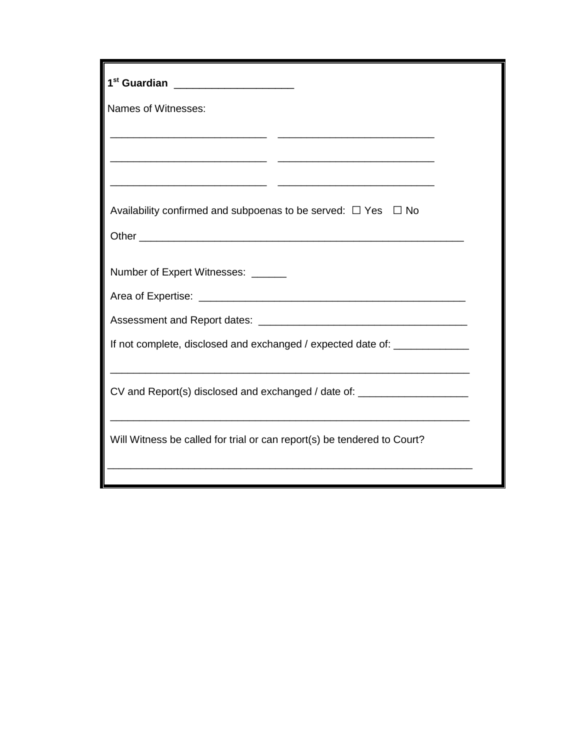**1[st] Guardian** ____________________

Names of Witnesses:

___________________________ ___________________________

___________________________ ___________________________

___________________________ ___________________________

Availability confirmed and subpoenas to be served: ☐ Yes ☐ No

Other ________________________________________________________

Number of Expert Witnesses: ______

Area of Expertise: ______________________________________________

Assessment and Report dates: ____________________________________

If not complete, disclosed and exchanged / expected date of: _____________

_______________________________________________________________

CV and Report(s) disclosed and exchanged / date of: ___________________

_______________________________________________________________

Will Witness be called for trial or can report(s) be tendered to Court?

_______________________________________________________________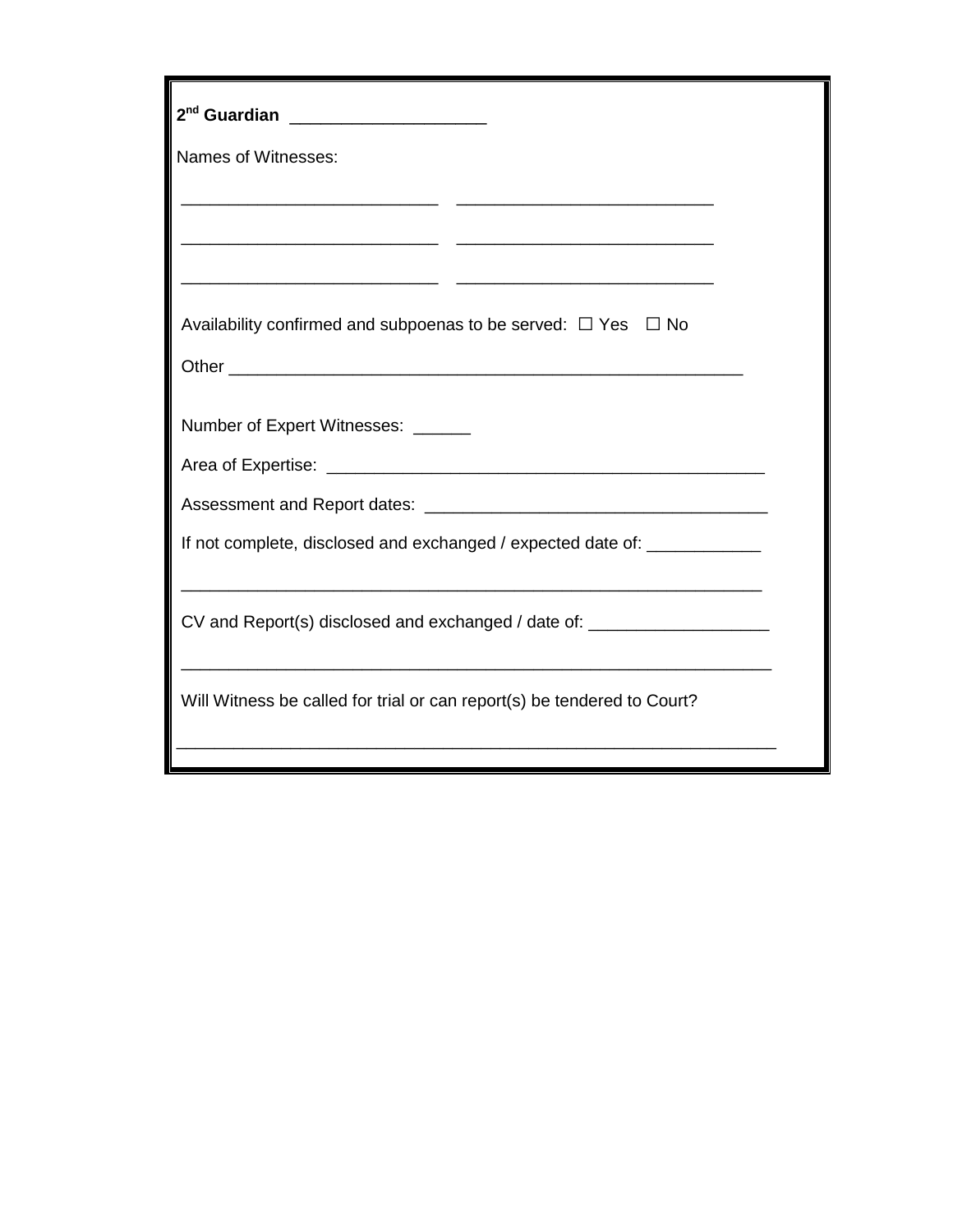**2[nd] Guardian** ____________________

Names of Witnesses:

___________________________ ___________________________

___________________________ ___________________________

___________________________ ___________________________

Availability confirmed and subpoenas to be served: ☐ Yes ☐ No

Other _______________________________________________________

Number of Expert Witnesses: ______

Area of Expertise: ______________________________________________

Assessment and Report dates: ____________________________________

If not complete, disclosed and exchanged / expected date of: ____________

_______________________________________________________________

CV and Report(s) disclosed and exchanged / date of: ___________________

_______________________________________________________________

Will Witness be called for trial or can report(s) be tendered to Court?

_______________________________________________________________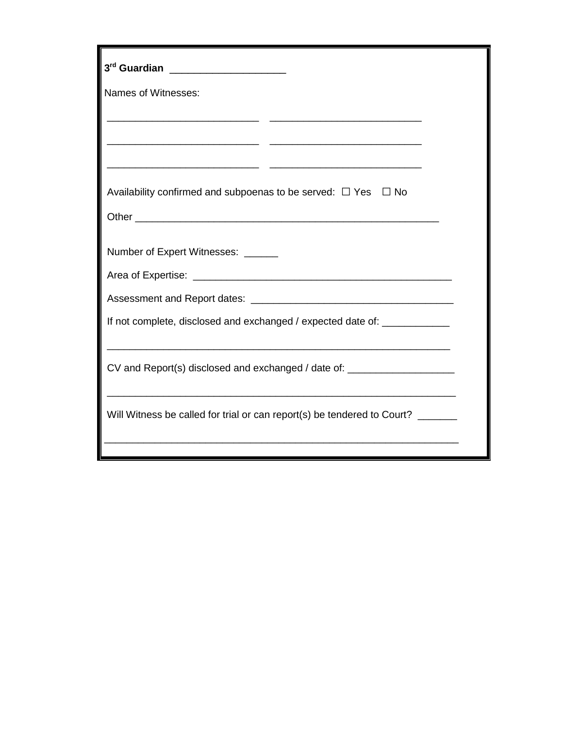**3rd Guardian** ____________________

Names of Witnesses:

___________________________ ___________________________

___________________________ ___________________________

___________________________ ___________________________

Availability confirmed and subpoenas to be served: ☐ Yes ☐ No

Other ______________________________________________________

Number of Expert Witnesses: ______

Area of Expertise: ______________________________________________

Assessment and Report dates: ____________________________________

If not complete, disclosed and exchanged / expected date of: ____________

_______________________________________________________________

CV and Report(s) disclosed and exchanged / date of: ___________________

_______________________________________________________________

Will Witness be called for trial or can report(s) be tendered to Court? _______

_______________________________________________________________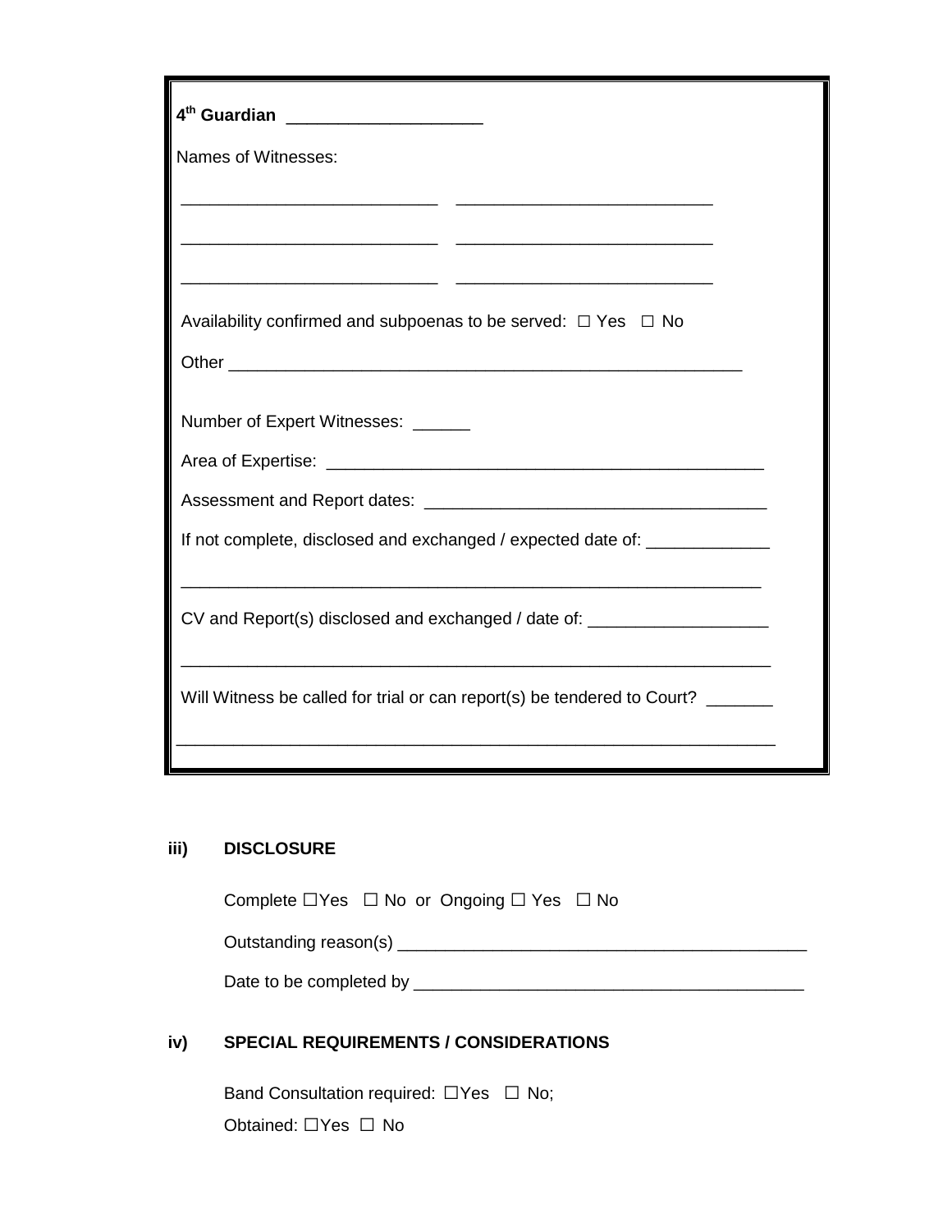**4th Guardian** ____________________

Names of Witnesses:

___________________________ ___________________________

___________________________ ___________________________

___________________________ ___________________________

Availability confirmed and subpoenas to be served: ☐ Yes ☐ No

Other ________________________________________________________

Number of Expert Witnesses: ______

Area of Expertise: ______________________________________________

Assessment and Report dates: ____________________________________

If not complete, disclosed and exchanged / expected date of: _____________

_______________________________________________________________

CV and Report(s) disclosed and exchanged / date of: ___________________

_______________________________________________________________

Will Witness be called for trial or can report(s) be tendered to Court? _______

_______________________________________________________________

**iii) DISCLOSURE**

Complete ☐Yes ☐ No or Ongoing ☐ Yes ☐ No

Outstanding reason(s) ___________________________________________

Date to be completed by _________________________________________

**iv) SPECIAL REQUIREMENTS / CONSIDERATIONS**

Band Consultation required: ☐Yes ☐ No;

Obtained: ☐Yes ☐ No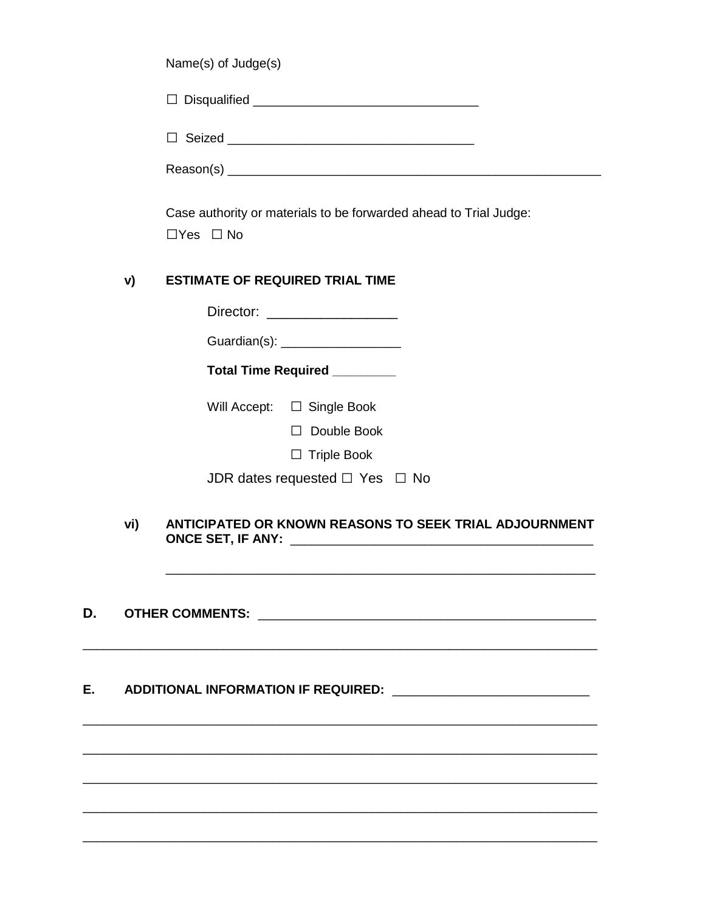Name(s) of Judge(s)

☐ Disqualified ________________________________

☐ Seized ___________________________________

Reason(s) _____________________________________________________

Case authority or materials to be forwarded ahead to Trial Judge:

☐Yes ☐ No

**v) ESTIMATE OF REQUIRED TRIAL TIME**

Director: _________________

Guardian(s): _________________

**Total Time Required _________**

Will Accept: ☐ Single Book

☐ Double Book

☐ Triple Book

JDR dates requested ☐ Yes ☐ No

**vi) ANTICIPATED OR KNOWN REASONS TO SEEK TRIAL ADJOURNMENT ONCE SET, IF ANY:** ___________________________________________

_____________________________________________________________

**D. OTHER COMMENTS:** ________________________________________________

_________________________________________________________________________

**E. ADDITIONAL INFORMATION IF REQUIRED:** ___________________________

_________________________________________________________________________

_________________________________________________________________________

_________________________________________________________________________

_________________________________________________________________________

_________________________________________________________________________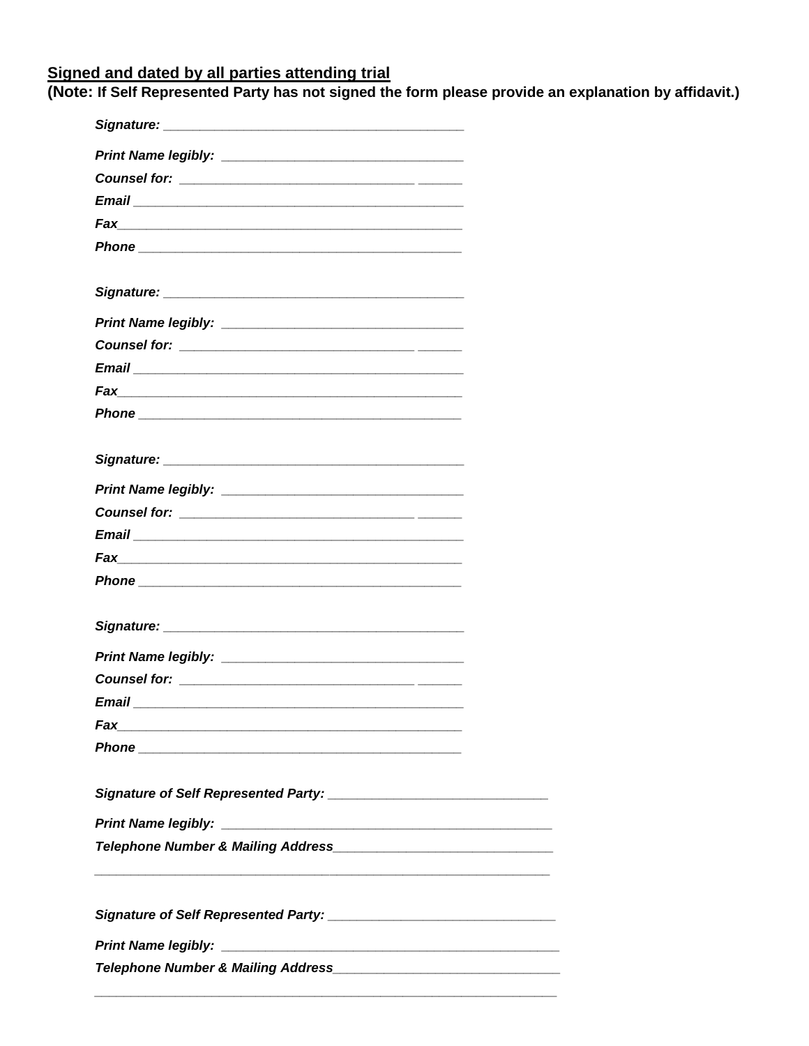**Signed and dated by all parties attending trial**

**(Note: If Self Represented Party has not signed the form please provide an explanation by affidavit.)**

***Signature:*** ________________________________________

***Print Name legibly:*** ________________________________

***Counsel for:*** _______________________________ ______

***Email*** ____________________________________________

***Fax***______________________________________________

***Phone*** ___________________________________________

***Signature:*** ________________________________________

***Print Name legibly:*** ________________________________

***Counsel for:*** _______________________________ ______

***Email*** ____________________________________________

***Fax***______________________________________________

***Phone*** ___________________________________________

***Signature:*** ________________________________________

***Print Name legibly:*** ________________________________

***Counsel for:*** _______________________________ ______

***Email*** ____________________________________________

***Fax***______________________________________________

***Phone*** ___________________________________________

***Signature:*** ________________________________________

***Print Name legibly:*** ________________________________

***Counsel for:*** _______________________________ ______

***Email*** ____________________________________________

***Fax***______________________________________________

***Phone*** ___________________________________________

***Signature of Self Represented Party:*** _____________________________

***Print Name legibly:*** ___________________________________________

***Telephone Number & Mailing Address***_____________________________

_____________________________________________________________

***Signature of Self Represented Party:*** _____________________________

***Print Name legibly:*** ___________________________________________

***Telephone Number & Mailing Address***_____________________________

_____________________________________________________________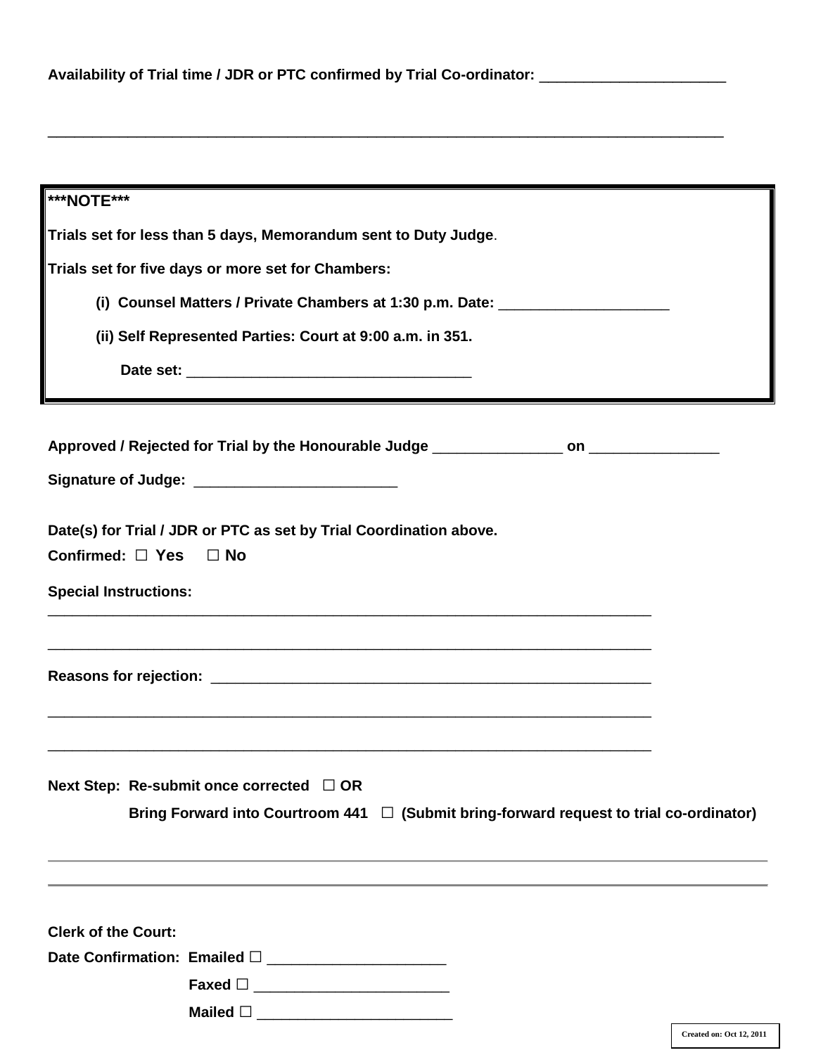**Availability of Trial time / JDR or PTC confirmed by Trial Co-ordinator:** ______________________

_______________________________________________________________________________

**\*\*\*NOTE\*\*\***

**Trials set for less than 5 days, Memorandum sent to Duty Judge**.

**Trials set for five days or more set for Chambers:**

**(i) Counsel Matters / Private Chambers at 1:30 p.m. Date:** _____________________

**(ii) Self Represented Parties: Court at 9:00 a.m. in 351.**

**Date set:** ___________________________________

**Approved / Rejected for Trial by the Honourable Judge** ________________ **on** ________________

**Signature of Judge:** _________________________

**Date(s) for Trial / JDR or PTC as set by Trial Coordination above.**

**Confirmed:** ☐ **Yes** ☐ **No**

**Special Instructions:**

_____________________________________________________________________________

_____________________________________________________________________________

**Reasons for rejection:** ________________________________________________________

_____________________________________________________________________________

_____________________________________________________________________________

**Next Step: Re-submit once corrected** ☐ **OR**

**Bring Forward into Courtroom 441** ☐ **(Submit bring-forward request to trial co-ordinator)**

---

---

**Clerk of the Court:**

**Date Confirmation: Emailed** ☐ ______________________

**Faxed** ☐ ________________________

**Mailed** ☐ ________________________

Created on: Oct 12, 2011